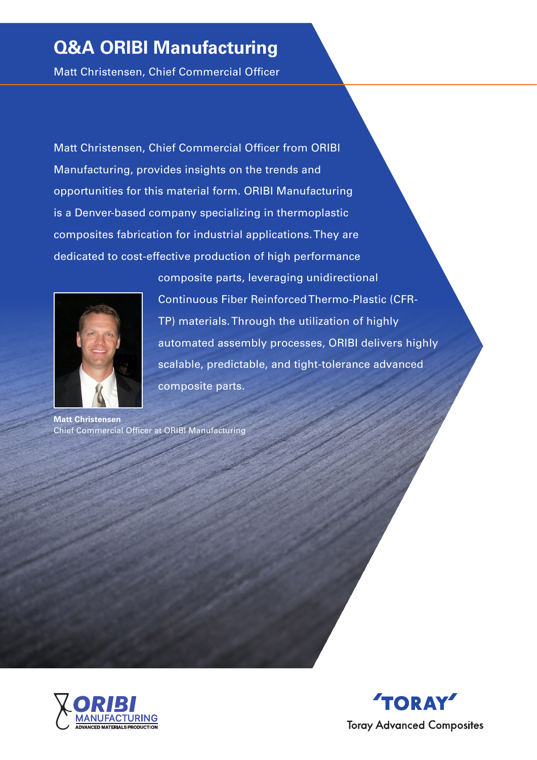# Q&A ORIBI Manufacturing

Matt Christensen, Chief Commercial Officer

Matt Christensen, Chief Commercial Officer from ORIBI Manufacturing, provides insights on the trends and opportunities for this material form. ORIBI Manufacturing is a Denver-based company specializing in thermoplastic composites fabrication for industrial applications. They are dedicated to cost-effective production of high performance composite parts, leveraging unidirectional Continuous Fiber Reinforced Thermo-Plastic (CFR-TP) materials. Through the utilization of highly automated assembly processes, ORIBI delivers highly scalable, predictable, and tight-tolerance advanced composite parts.

**Matt Christensen**
Chief Commercial Officer at ORIBI Manufacturing

ORIBI MANUFACTURING ADVANCED MATERIALS PRODUCTION

TORAY Toray Advanced Composites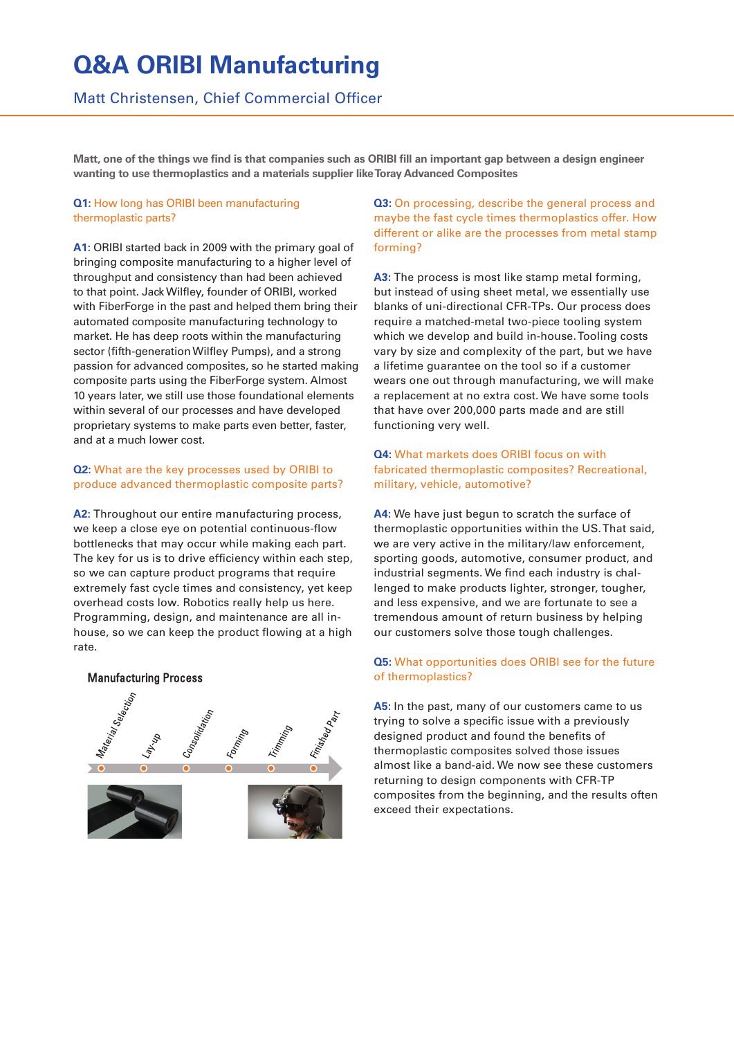# Q&A ORIBI Manufacturing

## Matt Christensen, Chief Commercial Officer

**Matt, one of the things we find is that companies such as ORIBI fill an important gap between a design engineer wanting to use thermoplastics and a materials supplier like Toray Advanced Composites**

**Q1:** How long has ORIBI been manufacturing thermoplastic parts?

**A1:** ORIBI started back in 2009 with the primary goal of bringing composite manufacturing to a higher level of throughput and consistency than had been achieved to that point. Jack Wilfley, founder of ORIBI, worked with FiberForge in the past and helped them bring their automated composite manufacturing technology to market. He has deep roots within the manufacturing sector (fifth-generation Wilfley Pumps), and a strong passion for advanced composites, so he started making composite parts using the FiberForge system. Almost 10 years later, we still use those foundational elements within several of our processes and have developed proprietary systems to make parts even better, faster, and at a much lower cost.

**Q2:** What are the key processes used by ORIBI to produce advanced thermoplastic composite parts?

**A2:** Throughout our entire manufacturing process, we keep a close eye on potential continuous-flow bottlenecks that may occur while making each part. The key for us is to drive efficiency within each step, so we can capture product programs that require extremely fast cycle times and consistency, yet keep overhead costs low. Robotics really help us here. Programming, design, and maintenance are all in-house, so we can keep the product flowing at a high rate.

**Manufacturing Process**

Material Selection → Lay-up → Consolidation → Forming → Trimming → Finished Part

**Q3:** On processing, describe the general process and maybe the fast cycle times thermoplastics offer. How different or alike are the processes from metal stamp forming?

**A3:** The process is most like stamp metal forming, but instead of using sheet metal, we essentially use blanks of uni-directional CFR-TPs. Our process does require a matched-metal two-piece tooling system which we develop and build in-house. Tooling costs vary by size and complexity of the part, but we have a lifetime guarantee on the tool so if a customer wears one out through manufacturing, we will make a replacement at no extra cost. We have some tools that have over 200,000 parts made and are still functioning very well.

**Q4:** What markets does ORIBI focus on with fabricated thermoplastic composites? Recreational, military, vehicle, automotive?

**A4:** We have just begun to scratch the surface of thermoplastic opportunities within the US. That said, we are very active in the military/law enforcement, sporting goods, automotive, consumer product, and industrial segments. We find each industry is challenged to make products lighter, stronger, tougher, and less expensive, and we are fortunate to see a tremendous amount of return business by helping our customers solve those tough challenges.

**Q5:** What opportunities does ORIBI see for the future of thermoplastics?

**A5:** In the past, many of our customers came to us trying to solve a specific issue with a previously designed product and found the benefits of thermoplastic composites solved those issues almost like a band-aid. We now see these customers returning to design components with CFR-TP composites from the beginning, and the results often exceed their expectations.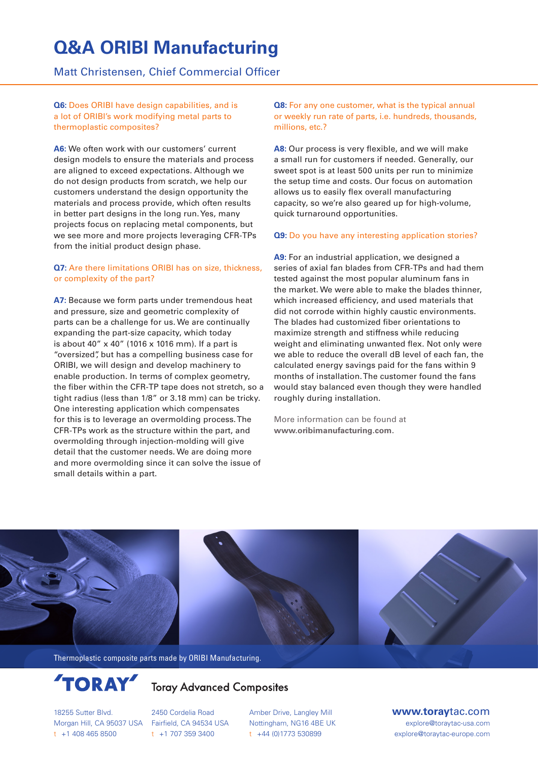# Q&A ORIBI Manufacturing

Matt Christensen, Chief Commercial Officer

**Q6:** Does ORIBI have design capabilities, and is a lot of ORIBI's work modifying metal parts to thermoplastic composites?

**A6:** We often work with our customers' current design models to ensure the materials and process are aligned to exceed expectations. Although we do not design products from scratch, we help our customers understand the design opportunity the materials and process provide, which often results in better part designs in the long run. Yes, many projects focus on replacing metal components, but we see more and more projects leveraging CFR-TPs from the initial product design phase.

**Q7:** Are there limitations ORIBI has on size, thickness, or complexity of the part?

**A7:** Because we form parts under tremendous heat and pressure, size and geometric complexity of parts can be a challenge for us. We are continually expanding the part-size capacity, which today is about 40" x 40" (1016 x 1016 mm). If a part is "oversized", but has a compelling business case for ORIBI, we will design and develop machinery to enable production. In terms of complex geometry, the fiber within the CFR-TP tape does not stretch, so a tight radius (less than 1/8" or 3.18 mm) can be tricky. One interesting application which compensates for this is to leverage an overmolding process. The CFR-TPs work as the structure within the part, and overmolding through injection-molding will give detail that the customer needs. We are doing more and more overmolding since it can solve the issue of small details within a part.

**Q8:** For any one customer, what is the typical annual or weekly run rate of parts, i.e. hundreds, thousands, millions, etc.?

**A8:** Our process is very flexible, and we will make a small run for customers if needed. Generally, our sweet spot is at least 500 units per run to minimize the setup time and costs. Our focus on automation allows us to easily flex overall manufacturing capacity, so we're also geared up for high-volume, quick turnaround opportunities.

**Q9:** Do you have any interesting application stories?

**A9:** For an industrial application, we designed a series of axial fan blades from CFR-TPs and had them tested against the most popular aluminum fans in the market. We were able to make the blades thinner, which increased efficiency, and used materials that did not corrode within highly caustic environments. The blades had customized fiber orientations to maximize strength and stiffness while reducing weight and eliminating unwanted flex. Not only were we able to reduce the overall dB level of each fan, the calculated energy savings paid for the fans within 9 months of installation. The customer found the fans would stay balanced even though they were handled roughly during installation.

More information can be found at **www.oribimanufacturing.com**.

Thermoplastic composite parts made by ORIBI Manufacturing.

TORAY — Toray Advanced Composites

18255 Sutter Blvd.
Morgan Hill, CA 95037 USA
t +1 408 465 8500

2450 Cordelia Road
Fairfield, CA 94534 USA
t +1 707 359 3400

Amber Drive, Langley Mill
Nottingham, NG16 4BE UK
t +44 (0)1773 530899

**www.toraytac.com**
explore@toraytac-usa.com
explore@toraytac-europe.com